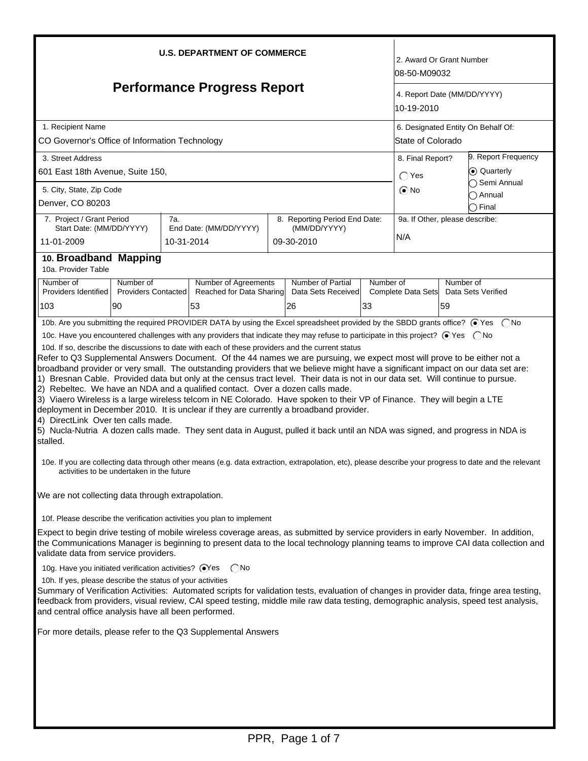**U.S. DEPARTMENT OF COMMERCE**

# Performance Progress Report

| | |
|---|---|
| 2. Award Or Grant Number | 08-50-M09032 |
| 4. Report Date (MM/DD/YYYY) | 10-19-2010 |
| 1. Recipient Name | CO Governor's Office of Information Technology |
| 6. Designated Entity On Behalf Of: | State of Colorado |
| 3. Street Address | 601 East 18th Avenue, Suite 150, |
| 5. City, State, Zip Code | Denver, CO 80203 |
| 8. Final Report? | ◯ Yes ◉ No |
| 9. Report Frequency | ◉ Quarterly ◯ Semi Annual ◯ Annual ◯ Final |
| 7. Project / Grant Period Start Date: (MM/DD/YYYY) | 11-01-2009 |
| 7a. End Date: (MM/DD/YYYY) | 10-31-2014 |
| 8. Reporting Period End Date: (MM/DD/YYYY) | 09-30-2010 |
| 9a. If Other, please describe: | N/A |

## 10. Broadband Mapping

10a. Provider Table

| Number of Providers Identified | Number of Providers Contacted | Number of Agreements Reached for Data Sharing | Number of Partial Data Sets Received | Number of Complete Data Sets | Number of Data Sets Verified |
|---|---|---|---|---|---|
| 103 | 90 | 53 | 26 | 33 | 59 |

10b. Are you submitting the required PROVIDER DATA by using the Excel spreadsheet provided by the SBDD grants office? ◉ Yes ◯ No

10c. Have you encountered challenges with any providers that indicate they may refuse to participate in this project? ◉ Yes ◯ No

10d. If so, describe the discussions to date with each of these providers and the current status

Refer to Q3 Supplemental Answers Document. Of the 44 names we are pursuing, we expect most will prove to be either not a broadband provider or very small. The outstanding providers that we believe might have a significant impact on our data set are:
1) Bresnan Cable. Provided data but only at the census tract level. Their data is not in our data set. Will continue to pursue.
2) Rebeltec. We have an NDA and a qualified contact. Over a dozen calls made.
3) Viaero Wireless is a large wireless telcom in NE Colorado. Have spoken to their VP of Finance. They will begin a LTE deployment in December 2010. It is unclear if they are currently a broadband provider.
4) DirectLink Over ten calls made.
5) Nucla-Nutria A dozen calls made. They sent data in August, pulled it back until an NDA was signed, and progress in NDA is stalled.

10e. If you are collecting data through other means (e.g. data extraction, extrapolation, etc), please describe your progress to date and the relevant activities to be undertaken in the future

We are not collecting data through extrapolation.

10f. Please describe the verification activities you plan to implement

Expect to begin drive testing of mobile wireless coverage areas, as submitted by service providers in early November. In addition, the Communications Manager is beginning to present data to the local technology planning teams to improve CAI data collection and validate data from service providers.

10g. Have you initiated verification activities? ◉ Yes ◯ No

10h. If yes, please describe the status of your activities

Summary of Verification Activities: Automated scripts for validation tests, evaluation of changes in provider data, fringe area testing, feedback from providers, visual review, CAI speed testing, middle mile raw data testing, demographic analysis, speed test analysis, and central office analysis have all been performed.

For more details, please refer to the Q3 Supplemental Answers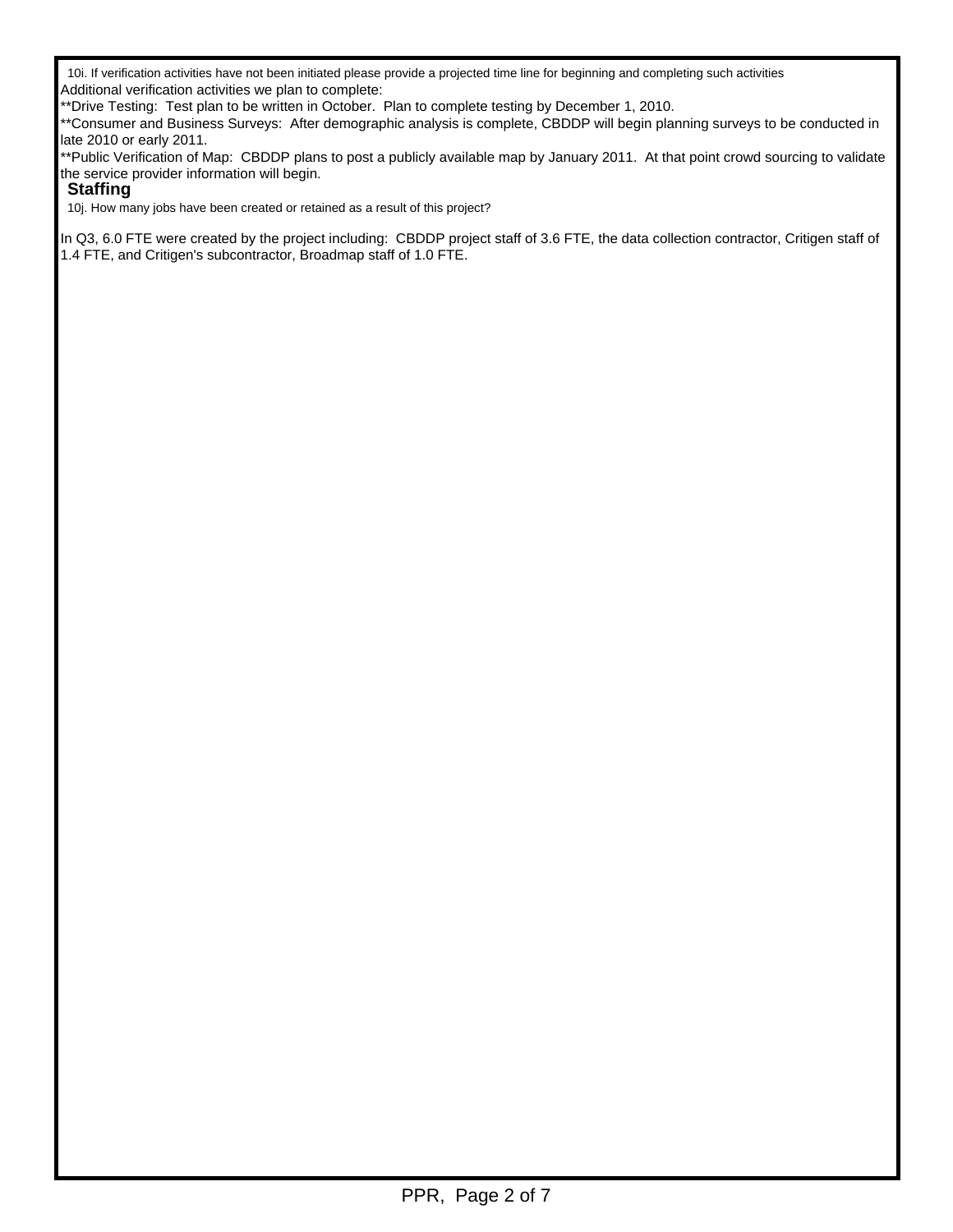10i. If verification activities have not been initiated please provide a projected time line for beginning and completing such activities

Additional verification activities we plan to complete:

**Drive Testing:  Test plan to be written in October.  Plan to complete testing by December 1, 2010.

**Consumer and Business Surveys:  After demographic analysis is complete, CBDDP will begin planning surveys to be conducted in late 2010 or early 2011.

**Public Verification of Map:  CBDDP plans to post a publicly available map by January 2011.  At that point crowd sourcing to validate the service provider information will begin.

## Staffing

10j. How many jobs have been created or retained as a result of this project?

In Q3, 6.0 FTE were created by the project including:  CBDDP project staff of 3.6 FTE, the data collection contractor, Critigen staff of 1.4 FTE, and Critigen's subcontractor, Broadmap staff of 1.0 FTE.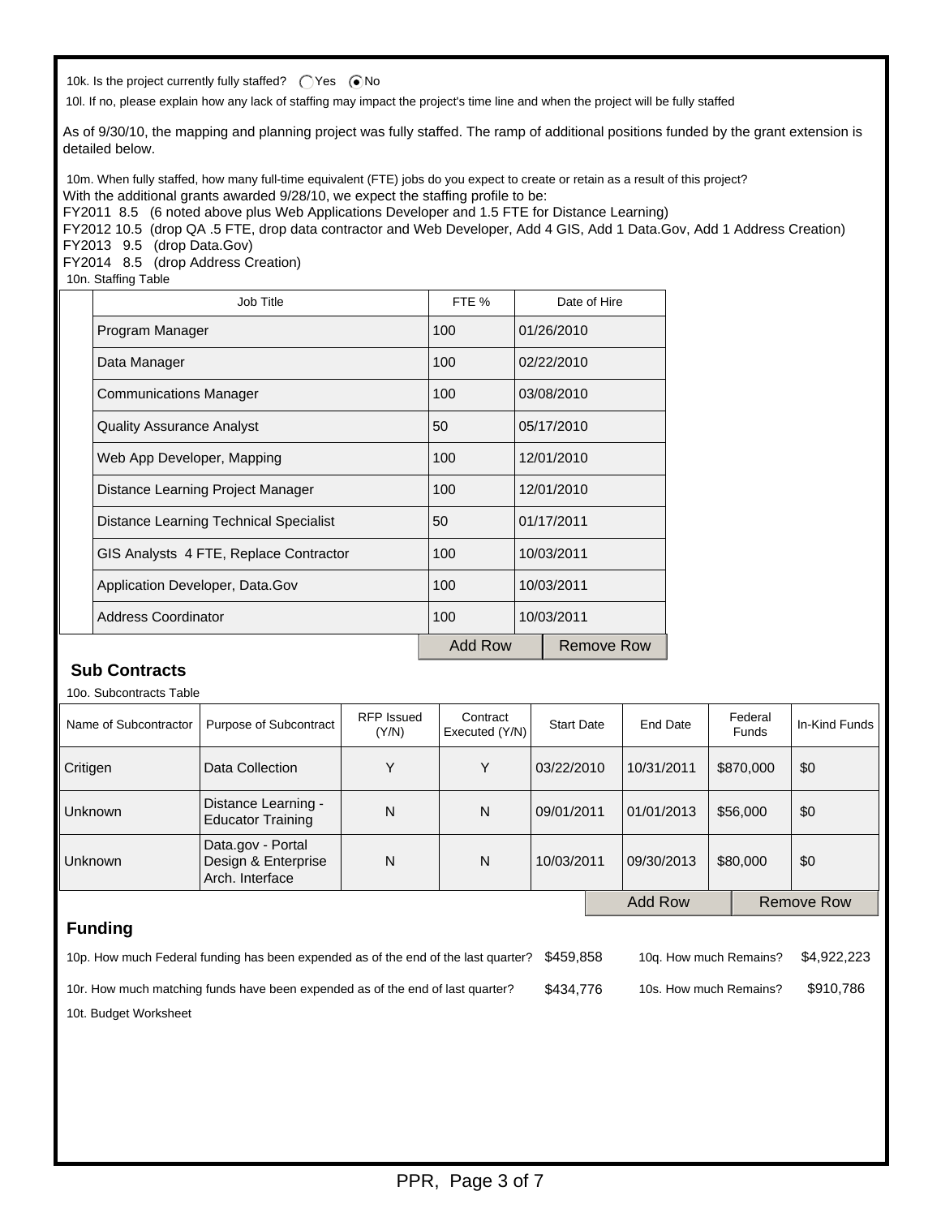10k. Is the project currently fully staffed? ◯ Yes ◉ No

10l. If no, please explain how any lack of staffing may impact the project's time line and when the project will be fully staffed

As of 9/30/10, the mapping and planning project was fully staffed. The ramp of additional positions funded by the grant extension is detailed below.

10m. When fully staffed, how many full-time equivalent (FTE) jobs do you expect to create or retain as a result of this project?

With the additional grants awarded 9/28/10, we expect the staffing profile to be:
FY2011 8.5 (6 noted above plus Web Applications Developer and 1.5 FTE for Distance Learning)
FY2012 10.5 (drop QA .5 FTE, drop data contractor and Web Developer, Add 4 GIS, Add 1 Data.Gov, Add 1 Address Creation)
FY2013 9.5 (drop Data.Gov)
FY2014 8.5 (drop Address Creation)

10n. Staffing Table

| Job Title | FTE % | Date of Hire |
|---|---|---|
| Program Manager | 100 | 01/26/2010 |
| Data Manager | 100 | 02/22/2010 |
| Communications Manager | 100 | 03/08/2010 |
| Quality Assurance Analyst | 50 | 05/17/2010 |
| Web App Developer, Mapping | 100 | 12/01/2010 |
| Distance Learning Project Manager | 100 | 12/01/2010 |
| Distance Learning Technical Specialist | 50 | 01/17/2011 |
| GIS Analysts 4 FTE, Replace Contractor | 100 | 10/03/2011 |
| Application Developer, Data.Gov | 100 | 10/03/2011 |
| Address Coordinator | 100 | 10/03/2011 |

## Sub Contracts

10o. Subcontracts Table

| Name of Subcontractor | Purpose of Subcontract | RFP Issued (Y/N) | Contract Executed (Y/N) | Start Date | End Date | Federal Funds | In-Kind Funds |
|---|---|---|---|---|---|---|---|
| Critigen | Data Collection | Y | Y | 03/22/2010 | 10/31/2011 | $870,000 | $0 |
| Unknown | Distance Learning - Educator Training | N | N | 09/01/2011 | 01/01/2013 | $56,000 | $0 |
| Unknown | Data.gov - Portal Design & Enterprise Arch. Interface | N | N | 10/03/2011 | 09/30/2013 | $80,000 | $0 |

## Funding

10p. How much Federal funding has been expended as of the end of the last quarter? $459,858 10q. How much Remains? $4,922,223

10r. How much matching funds have been expended as of the end of last quarter? $434,776 10s. How much Remains? $910,786

10t. Budget Worksheet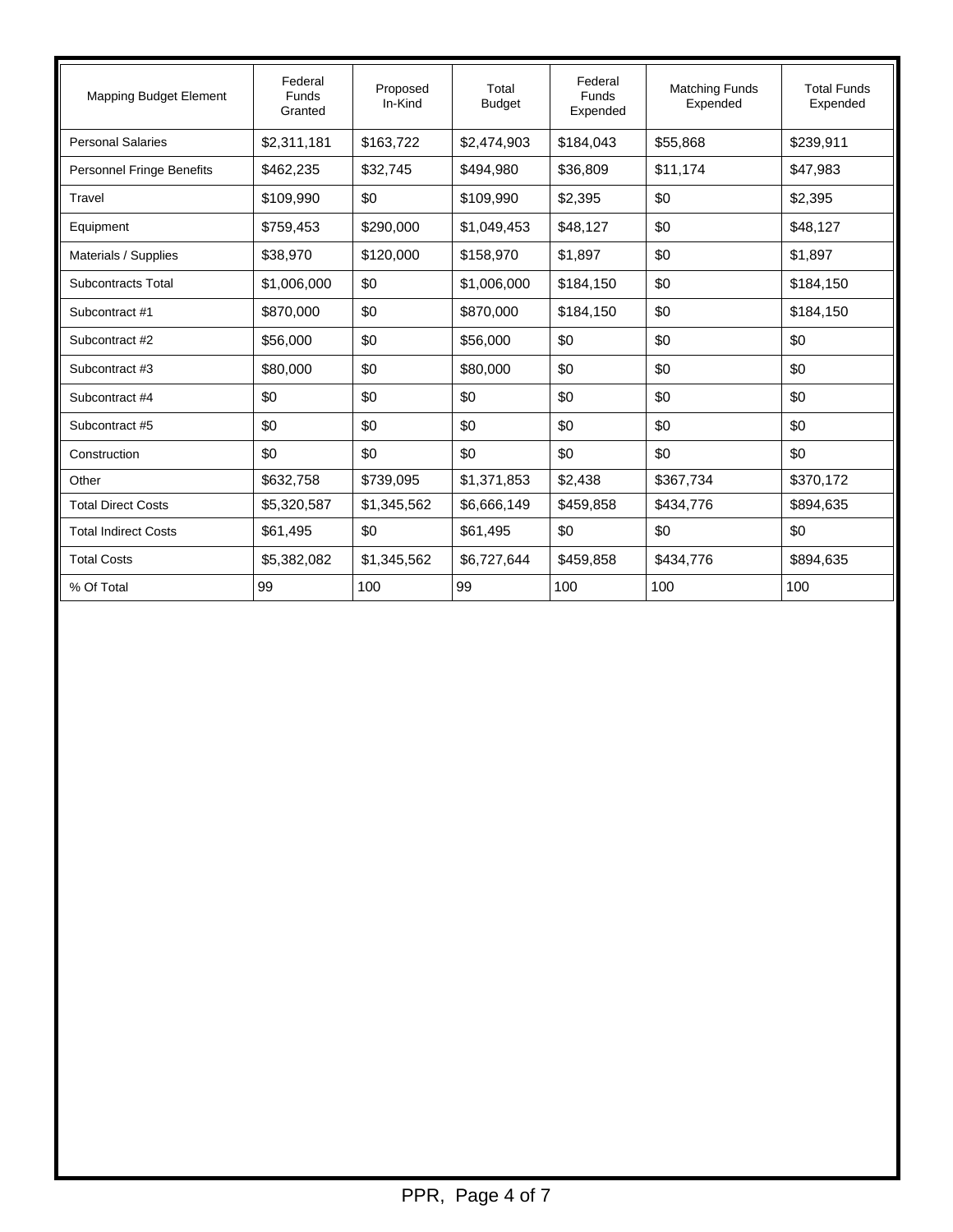| Mapping Budget Element | Federal Funds Granted | Proposed In-Kind | Total Budget | Federal Funds Expended | Matching Funds Expended | Total Funds Expended |
|---|---|---|---|---|---|---|
| Personal Salaries | $2,311,181 | $163,722 | $2,474,903 | $184,043 | $55,868 | $239,911 |
| Personnel Fringe Benefits | $462,235 | $32,745 | $494,980 | $36,809 | $11,174 | $47,983 |
| Travel | $109,990 | $0 | $109,990 | $2,395 | $0 | $2,395 |
| Equipment | $759,453 | $290,000 | $1,049,453 | $48,127 | $0 | $48,127 |
| Materials / Supplies | $38,970 | $120,000 | $158,970 | $1,897 | $0 | $1,897 |
| Subcontracts Total | $1,006,000 | $0 | $1,006,000 | $184,150 | $0 | $184,150 |
| Subcontract #1 | $870,000 | $0 | $870,000 | $184,150 | $0 | $184,150 |
| Subcontract #2 | $56,000 | $0 | $56,000 | $0 | $0 | $0 |
| Subcontract #3 | $80,000 | $0 | $80,000 | $0 | $0 | $0 |
| Subcontract #4 | $0 | $0 | $0 | $0 | $0 | $0 |
| Subcontract #5 | $0 | $0 | $0 | $0 | $0 | $0 |
| Construction | $0 | $0 | $0 | $0 | $0 | $0 |
| Other | $632,758 | $739,095 | $1,371,853 | $2,438 | $367,734 | $370,172 |
| Total Direct Costs | $5,320,587 | $1,345,562 | $6,666,149 | $459,858 | $434,776 | $894,635 |
| Total Indirect Costs | $61,495 | $0 | $61,495 | $0 | $0 | $0 |
| Total Costs | $5,382,082 | $1,345,562 | $6,727,644 | $459,858 | $434,776 | $894,635 |
| % Of Total | 99 | 100 | 99 | 100 | 100 | 100 |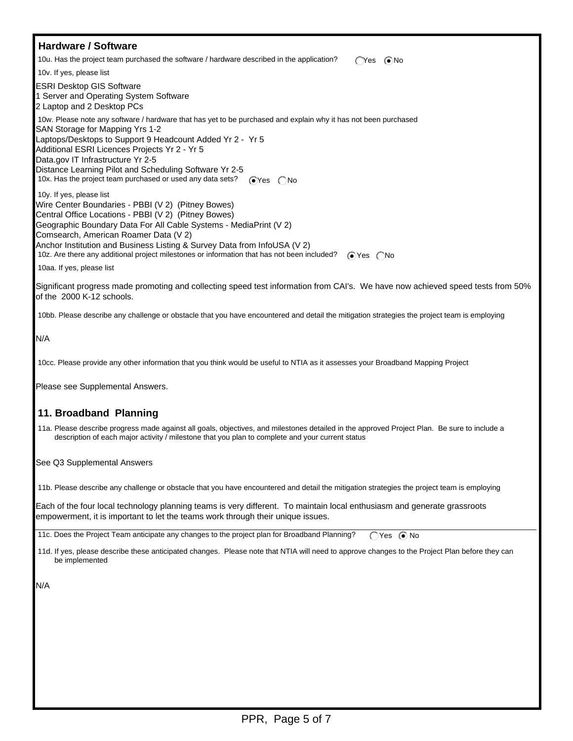## Hardware / Software

10u. Has the project team purchased the software / hardware described in the application? ( ) Yes (•) No

10v. If yes, please list

ESRI Desktop GIS Software
1 Server and Operating System Software
2 Laptop and 2 Desktop PCs

10w. Please note any software / hardware that has yet to be purchased and explain why it has not been purchased

SAN Storage for Mapping Yrs 1-2
Laptops/Desktops to Support 9 Headcount Added Yr 2 - Yr 5
Additional ESRI Licences Projects Yr 2 - Yr 5
Data.gov IT Infrastructure Yr 2-5
Distance Learning Pilot and Scheduling Software Yr 2-5

10x. Has the project team purchased or used any data sets? (•) Yes ( ) No

10y. If yes, please list

Wire Center Boundaries - PBBI (V 2) (Pitney Bowes)
Central Office Locations - PBBI (V 2) (Pitney Bowes)
Geographic Boundary Data For All Cable Systems - MediaPrint (V 2)
Comsearch, American Roamer Data (V 2)
Anchor Institution and Business Listing & Survey Data from InfoUSA (V 2)

10z. Are there any additional project milestones or information that has not been included? (•) Yes ( ) No

10aa. If yes, please list

Significant progress made promoting and collecting speed test information from CAI's. We have now achieved speed tests from 50% of the 2000 K-12 schools.

10bb. Please describe any challenge or obstacle that you have encountered and detail the mitigation strategies the project team is employing

N/A

10cc. Please provide any other information that you think would be useful to NTIA as it assesses your Broadband Mapping Project

Please see Supplemental Answers.

## 11. Broadband Planning

11a. Please describe progress made against all goals, objectives, and milestones detailed in the approved Project Plan. Be sure to include a description of each major activity / milestone that you plan to complete and your current status

See Q3 Supplemental Answers

11b. Please describe any challenge or obstacle that you have encountered and detail the mitigation strategies the project team is employing

Each of the four local technology planning teams is very different. To maintain local enthusiasm and generate grassroots empowerment, it is important to let the teams work through their unique issues.

11c. Does the Project Team anticipate any changes to the project plan for Broadband Planning? ( ) Yes (•) No

11d. If yes, please describe these anticipated changes. Please note that NTIA will need to approve changes to the Project Plan before they can be implemented

N/A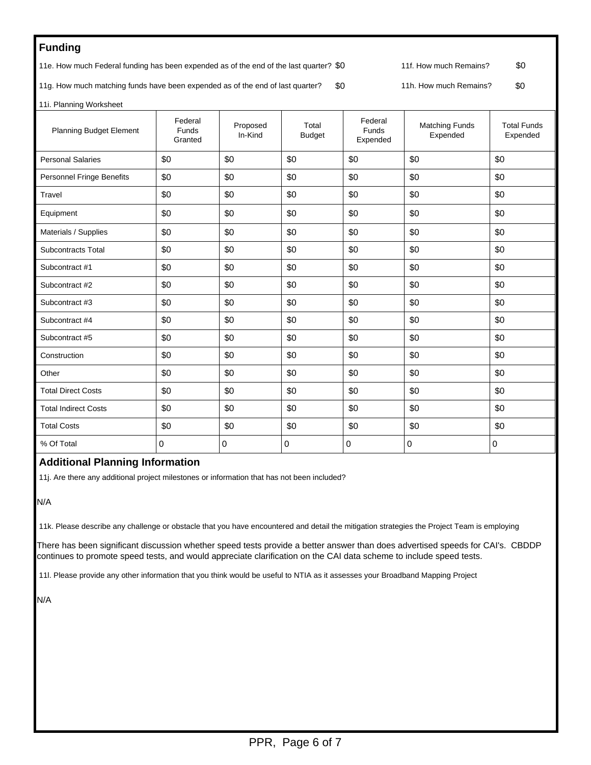## Funding

11e. How much Federal funding has been expended as of the end of the last quarter? $0

11f. How much Remains? $0

11g. How much matching funds have been expended as of the end of last quarter? $0

11h. How much Remains? $0

11i. Planning Worksheet

| Planning Budget Element | Federal Funds Granted | Proposed In-Kind | Total Budget | Federal Funds Expended | Matching Funds Expended | Total Funds Expended |
|---|---|---|---|---|---|---|
| Personal Salaries | $0 | $0 | $0 | $0 | $0 | $0 |
| Personnel Fringe Benefits | $0 | $0 | $0 | $0 | $0 | $0 |
| Travel | $0 | $0 | $0 | $0 | $0 | $0 |
| Equipment | $0 | $0 | $0 | $0 | $0 | $0 |
| Materials / Supplies | $0 | $0 | $0 | $0 | $0 | $0 |
| Subcontracts Total | $0 | $0 | $0 | $0 | $0 | $0 |
| Subcontract #1 | $0 | $0 | $0 | $0 | $0 | $0 |
| Subcontract #2 | $0 | $0 | $0 | $0 | $0 | $0 |
| Subcontract #3 | $0 | $0 | $0 | $0 | $0 | $0 |
| Subcontract #4 | $0 | $0 | $0 | $0 | $0 | $0 |
| Subcontract #5 | $0 | $0 | $0 | $0 | $0 | $0 |
| Construction | $0 | $0 | $0 | $0 | $0 | $0 |
| Other | $0 | $0 | $0 | $0 | $0 | $0 |
| Total Direct Costs | $0 | $0 | $0 | $0 | $0 | $0 |
| Total Indirect Costs | $0 | $0 | $0 | $0 | $0 | $0 |
| Total Costs | $0 | $0 | $0 | $0 | $0 | $0 |
| % Of Total | 0 | 0 | 0 | 0 | 0 | 0 |

## Additional Planning Information

11j. Are there any additional project milestones or information that has not been included?

N/A

11k. Please describe any challenge or obstacle that you have encountered and detail the mitigation strategies the Project Team is employing

There has been significant discussion whether speed tests provide a better answer than does advertised speeds for CAI's. CBDDP continues to promote speed tests, and would appreciate clarification on the CAI data scheme to include speed tests.

11l. Please provide any other information that you think would be useful to NTIA as it assesses your Broadband Mapping Project

N/A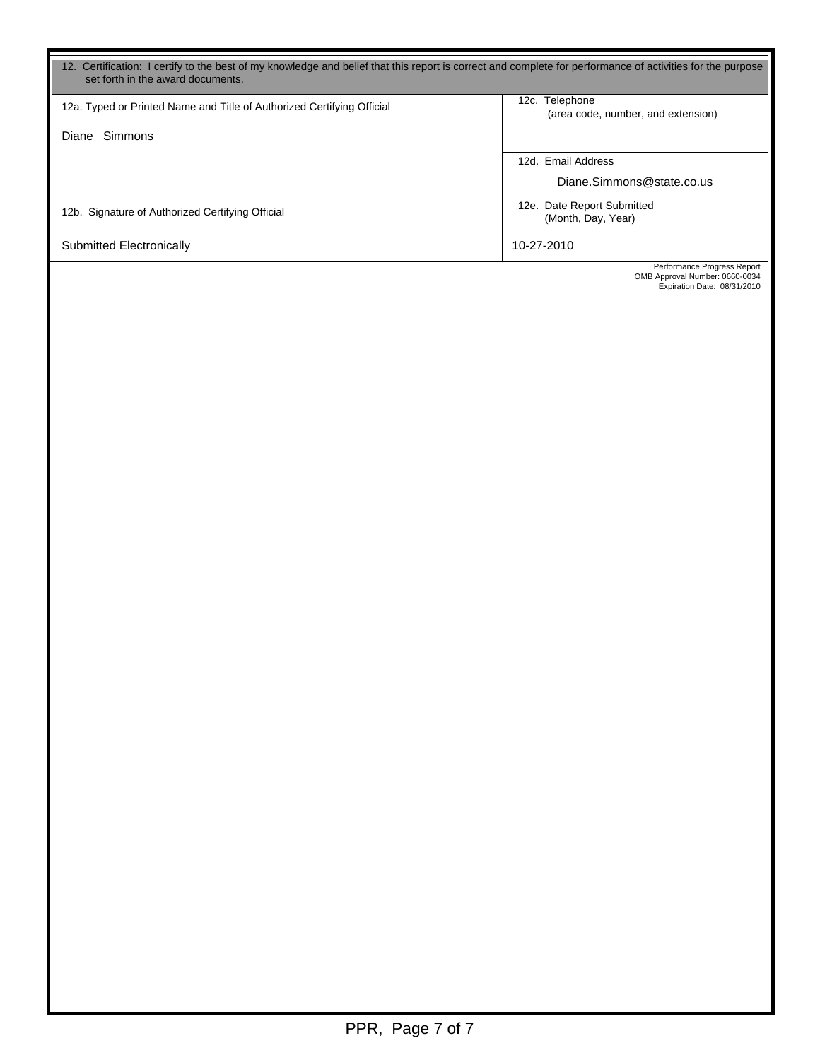12. Certification: I certify to the best of my knowledge and belief that this report is correct and complete for performance of activities for the purpose set forth in the award documents.

| | |
|---|---|
| 12a. Typed or Printed Name and Title of Authorized Certifying Official<br><br>Diane Simmons | 12c. Telephone (area code, number, and extension) |
| | 12d. Email Address<br><br>Diane.Simmons@state.co.us |
| 12b. Signature of Authorized Certifying Official<br><br>Submitted Electronically | 12e. Date Report Submitted (Month, Day, Year)<br><br>10-27-2010 |

Performance Progress Report
OMB Approval Number: 0660-0034
Expiration Date: 08/31/2010